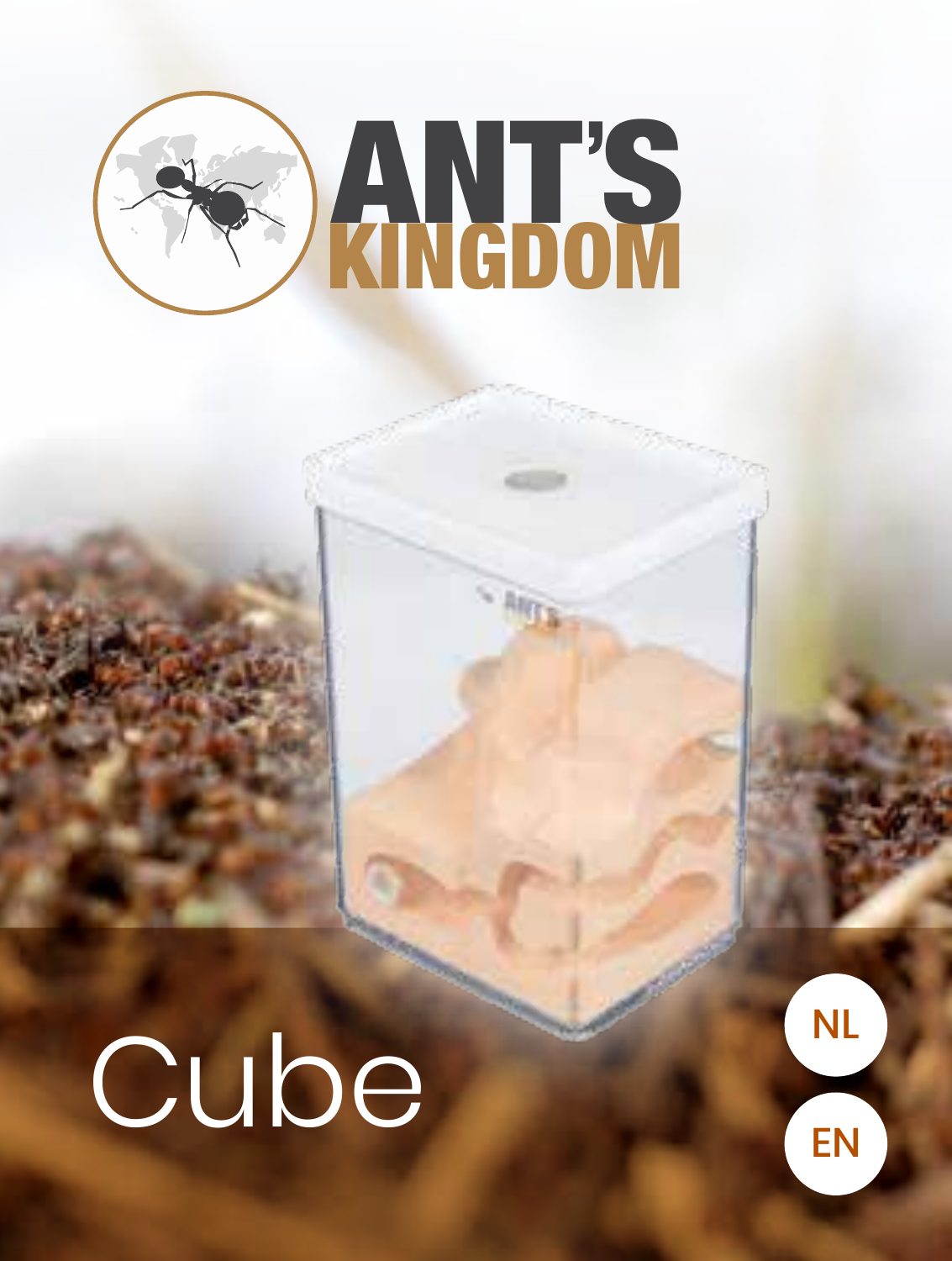# ANT'S KINGDOM

# Cube

NL

EN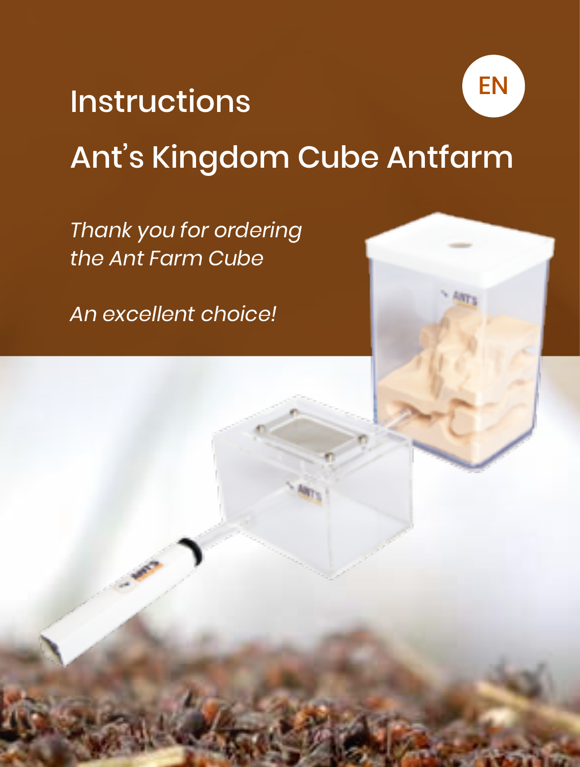# Instructions

EN

## Ant's Kingdom Cube Antfarm

*Thank you for ordering the Ant Farm Cube*

*An excellent choice!*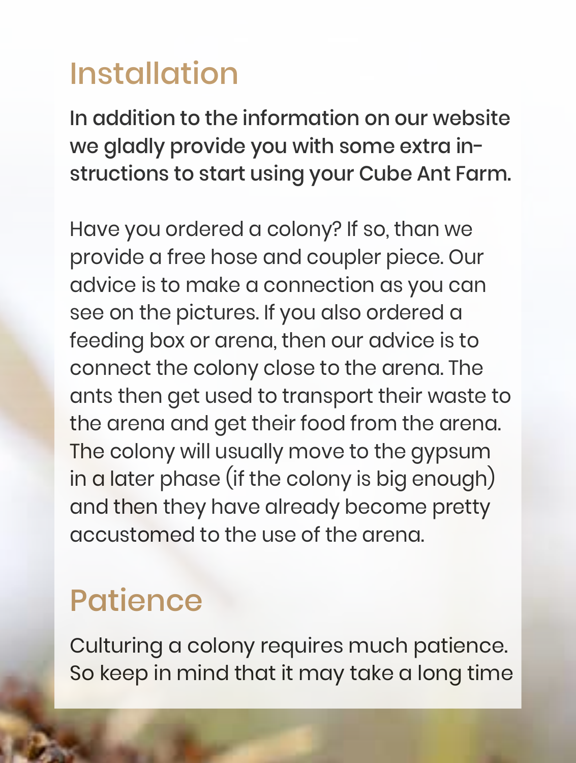## Installation

In addition to the information on our website we gladly provide you with some extra instructions to start using your Cube Ant Farm.

Have you ordered a colony? If so, than we provide a free hose and coupler piece. Our advice is to make a connection as you can see on the pictures. If you also ordered a feeding box or arena, then our advice is to connect the colony close to the arena. The ants then get used to transport their waste to the arena and get their food from the arena. The colony will usually move to the gypsum in a later phase (if the colony is big enough) and then they have already become pretty accustomed to the use of the arena.

## Patience

Culturing a colony requires much patience. So keep in mind that it may take a long time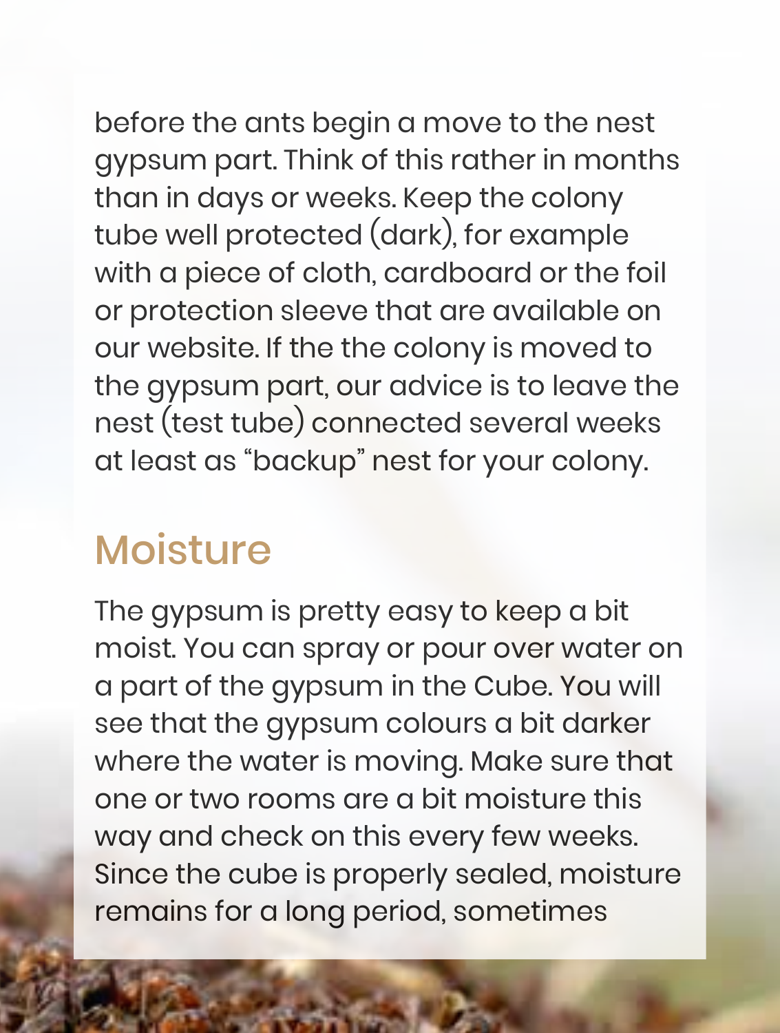before the ants begin a move to the nest gypsum part. Think of this rather in months than in days or weeks. Keep the colony tube well protected (dark), for example with a piece of cloth, cardboard or the foil or protection sleeve that are available on our website. If the the colony is moved to the gypsum part, our advice is to leave the nest (test tube) connected several weeks at least as “backup” nest for your colony.

## Moisture

The gypsum is pretty easy to keep a bit moist. You can spray or pour over water on a part of the gypsum in the Cube. You will see that the gypsum colours a bit darker where the water is moving. Make sure that one or two rooms are a bit moisture this way and check on this every few weeks. Since the cube is properly sealed, moisture remains for a long period, sometimes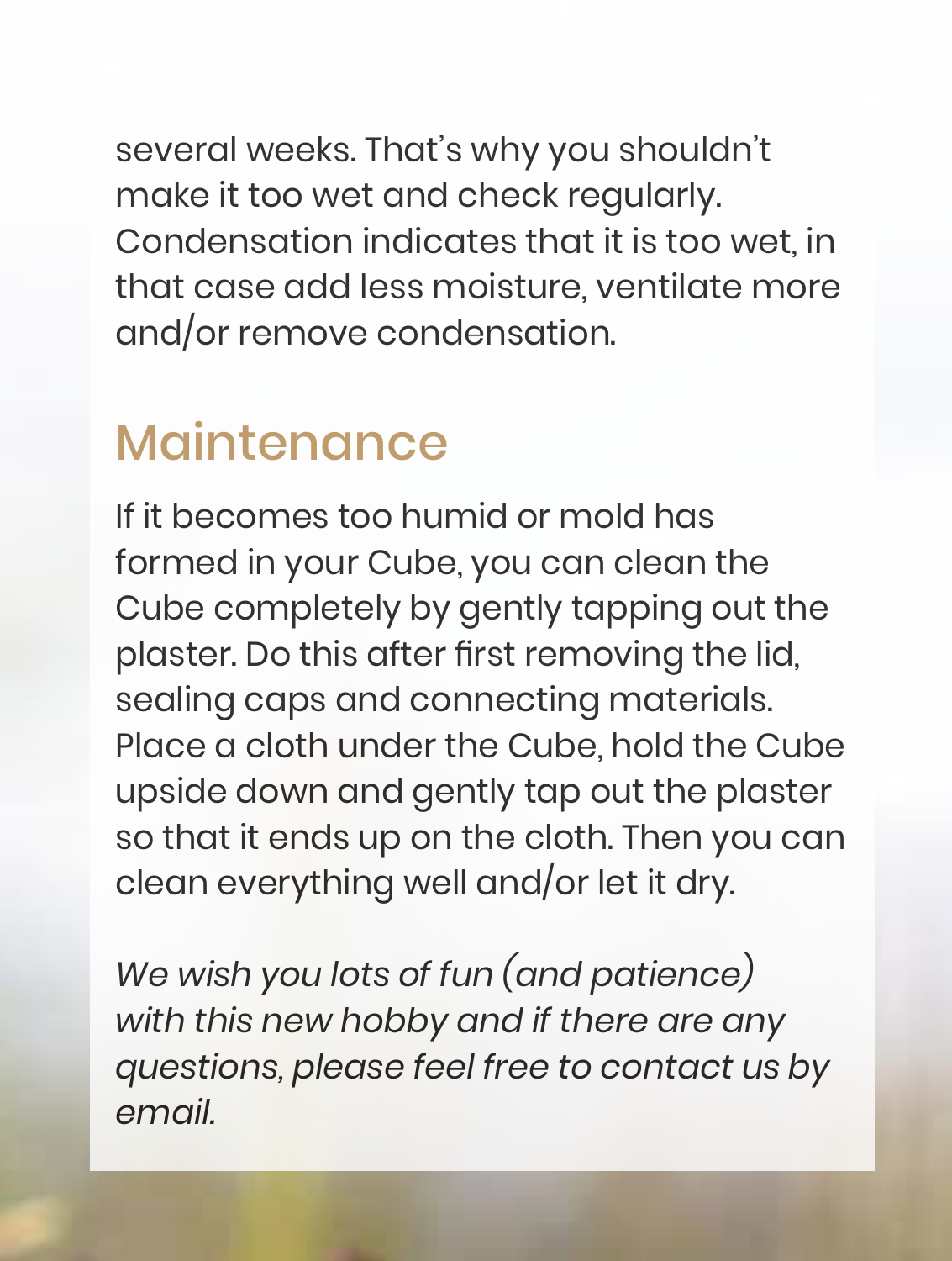several weeks. That's why you shouldn't make it too wet and check regularly. Condensation indicates that it is too wet, in that case add less moisture, ventilate more and/or remove condensation.

## Maintenance

If it becomes too humid or mold has formed in your Cube, you can clean the Cube completely by gently tapping out the plaster. Do this after first removing the lid, sealing caps and connecting materials. Place a cloth under the Cube, hold the Cube upside down and gently tap out the plaster so that it ends up on the cloth. Then you can clean everything well and/or let it dry.

*We wish you lots of fun (and patience) with this new hobby and if there are any questions, please feel free to contact us by email.*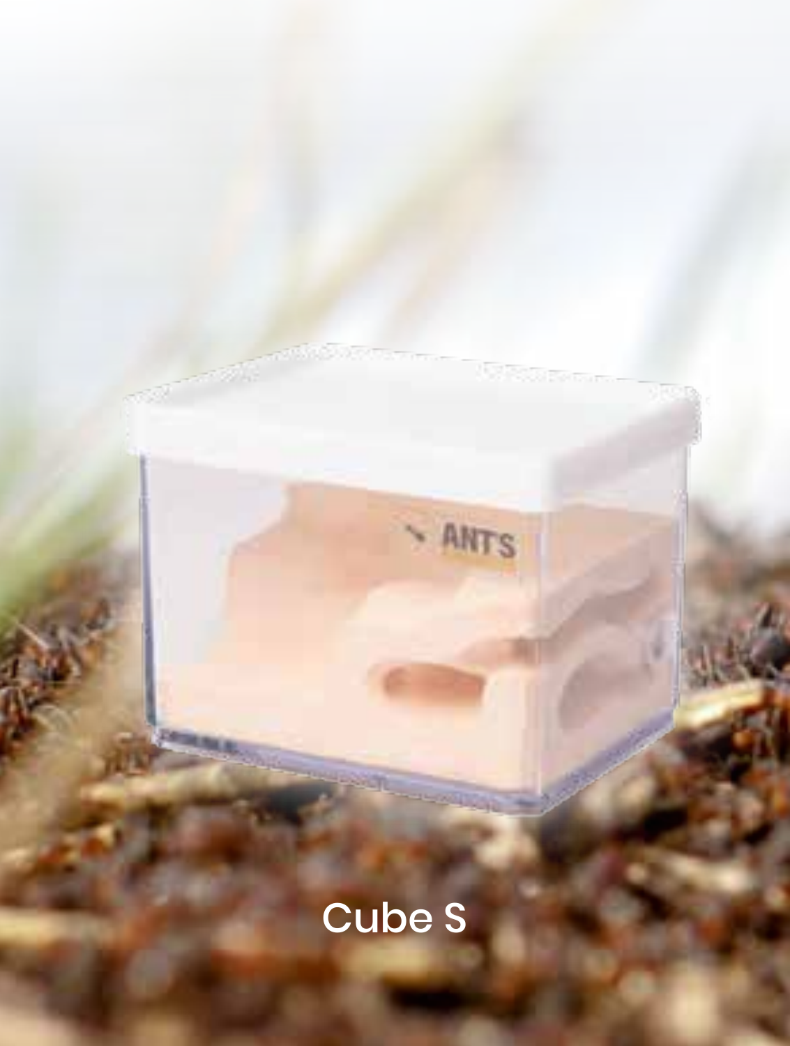Cube S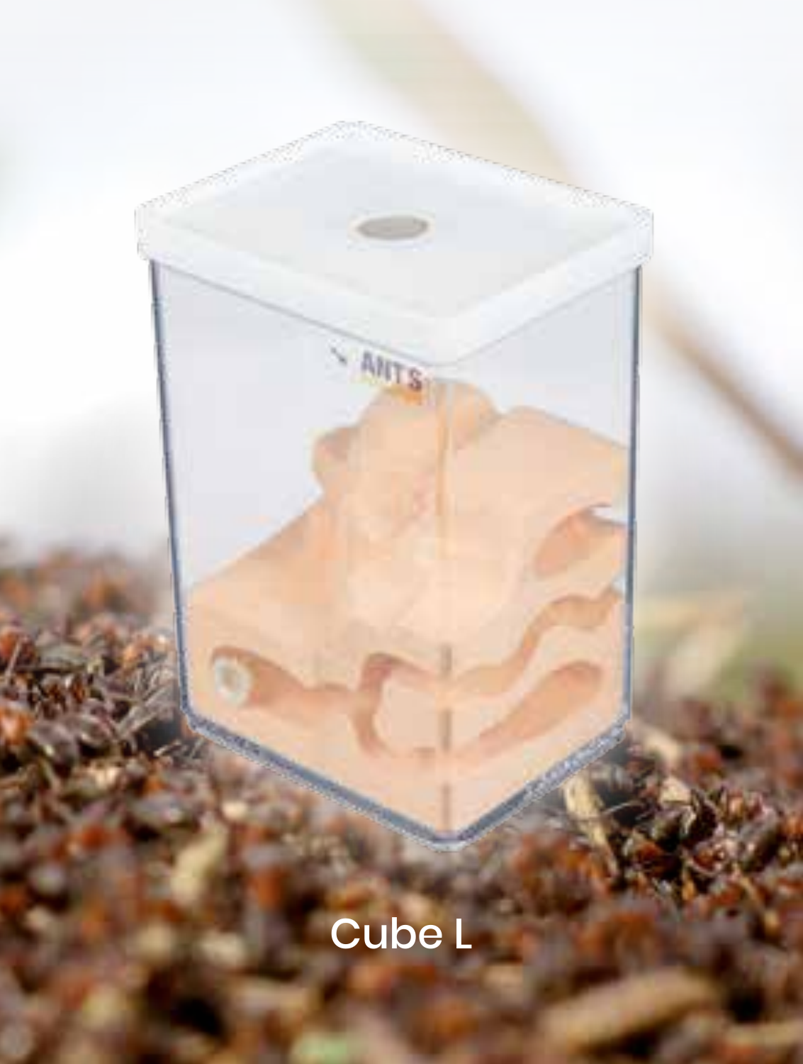Cube L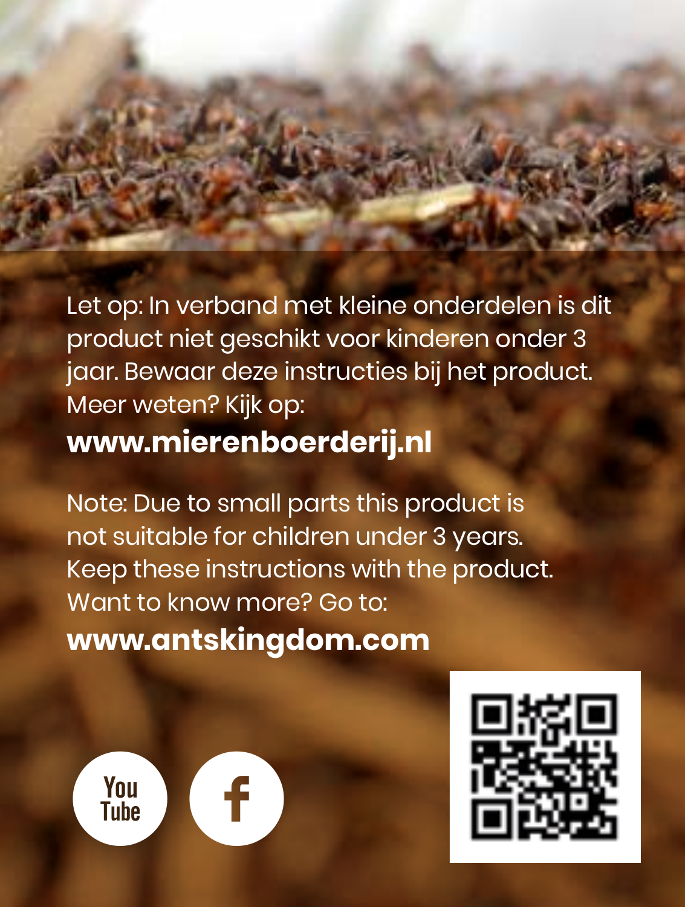Let op: In verband met kleine onderdelen is dit product niet geschikt voor kinderen onder 3 jaar. Bewaar deze instructies bij het product. Meer weten? Kijk op:

**www.mierenboerderij.nl**

Note: Due to small parts this product is not suitable for children under 3 years. Keep these instructions with the product. Want to know more? Go to:

**www.antskingdom.com**